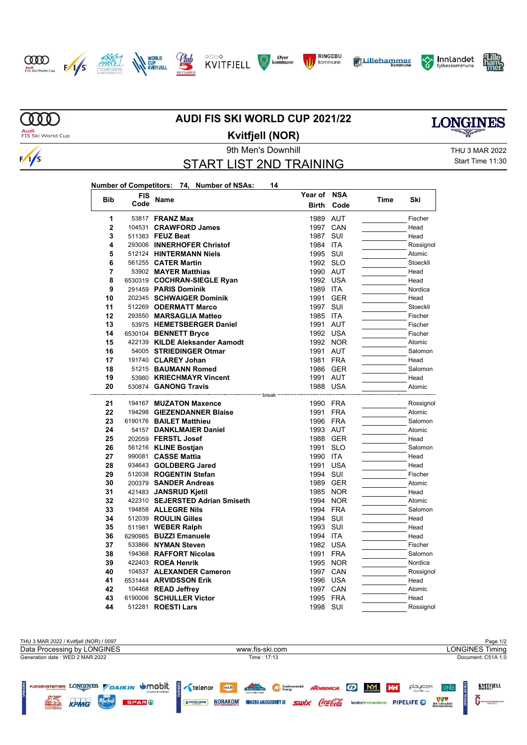# AUDI FIS SKI WORLD CUP 2021/22

## Kvitfjell (NOR)

9th Men's Downhill

THU 3 MAR 2022

Start Time 11:30

## START LIST 2ND TRAINING

**Number of Competitors: 74, Number of NSAs: 14**

| Bib | FIS Code | Name | Year of Birth | NSA Code | Time | Ski |
|---|---|---|---|---|---|---|
| 1 | 53817 | **FRANZ Max** | 1989 | AUT | | Fischer |
| 2 | 104531 | **CRAWFORD James** | 1997 | CAN | | Head |
| 3 | 511383 | **FEUZ Beat** | 1987 | SUI | | Head |
| 4 | 293006 | **INNERHOFER Christof** | 1984 | ITA | | Rossignol |
| 5 | 512124 | **HINTERMANN Niels** | 1995 | SUI | | Atomic |
| 6 | 561255 | **CATER Martin** | 1992 | SLO | | Stoeckli |
| 7 | 53902 | **MAYER Matthias** | 1990 | AUT | | Head |
| 8 | 6530319 | **COCHRAN-SIEGLE Ryan** | 1992 | USA | | Head |
| 9 | 291459 | **PARIS Dominik** | 1989 | ITA | | Nordica |
| 10 | 202345 | **SCHWAIGER Dominik** | 1991 | GER | | Head |
| 11 | 512269 | **ODERMATT Marco** | 1997 | SUI | | Stoeckli |
| 12 | 293550 | **MARSAGLIA Matteo** | 1985 | ITA | | Fischer |
| 13 | 53975 | **HEMETSBERGER Daniel** | 1991 | AUT | | Fischer |
| 14 | 6530104 | **BENNETT Bryce** | 1992 | USA | | Fischer |
| 15 | 422139 | **KILDE Aleksander Aamodt** | 1992 | NOR | | Atomic |
| 16 | 54005 | **STRIEDINGER Otmar** | 1991 | AUT | | Salomon |
| 17 | 191740 | **CLAREY Johan** | 1981 | FRA | | Head |
| 18 | 51215 | **BAUMANN Romed** | 1986 | GER | | Salomon |
| 19 | 53980 | **KRIECHMAYR Vincent** | 1991 | AUT | | Head |
| 20 | 530874 | **GANONG Travis** | 1988 | USA | | Atomic |
| | | break | | | | |
| 21 | 194167 | **MUZATON Maxence** | 1990 | FRA | | Rossignol |
| 22 | 194298 | **GIEZENDANNER Blaise** | 1991 | FRA | | Atomic |
| 23 | 6190176 | **BAILET Matthieu** | 1996 | FRA | | Salomon |
| 24 | 54157 | **DANKLMAIER Daniel** | 1993 | AUT | | Atomic |
| 25 | 202059 | **FERSTL Josef** | 1988 | GER | | Head |
| 26 | 561216 | **KLINE Bostjan** | 1991 | SLO | | Salomon |
| 27 | 990081 | **CASSE Mattia** | 1990 | ITA | | Head |
| 28 | 934643 | **GOLDBERG Jared** | 1991 | USA | | Head |
| 29 | 512038 | **ROGENTIN Stefan** | 1994 | SUI | | Fischer |
| 30 | 200379 | **SANDER Andreas** | 1989 | GER | | Atomic |
| 31 | 421483 | **JANSRUD Kjetil** | 1985 | NOR | | Head |
| 32 | 422310 | **SEJERSTED Adrian Smiseth** | 1994 | NOR | | Atomic |
| 33 | 194858 | **ALLEGRE Nils** | 1994 | FRA | | Salomon |
| 34 | 512039 | **ROULIN Gilles** | 1994 | SUI | | Head |
| 35 | 511981 | **WEBER Ralph** | 1993 | SUI | | Head |
| 36 | 6290985 | **BUZZI Emanuele** | 1994 | ITA | | Head |
| 37 | 533866 | **NYMAN Steven** | 1982 | USA | | Fischer |
| 38 | 194368 | **RAFFORT Nicolas** | 1991 | FRA | | Salomon |
| 39 | 422403 | **ROEA Henrik** | 1995 | NOR | | Nordica |
| 40 | 104537 | **ALEXANDER Cameron** | 1997 | CAN | | Rossignol |
| 41 | 6531444 | **ARVIDSSON Erik** | 1996 | USA | | Head |
| 42 | 104468 | **READ Jeffrey** | 1997 | CAN | | Atomic |
| 43 | 6190006 | **SCHULLER Victor** | 1995 | FRA | | Head |
| 44 | 512281 | **ROESTI Lars** | 1998 | SUI | | Rossignol |

THU 3 MAR 2022 / Kvitfjell (NOR) / 0097

Data Processing by LONGINES | www.fis-ski.com | LONGINES Timing

Generation date : WED 2 MAR 2022 | Time : 17:13 | Document: C51A 1.0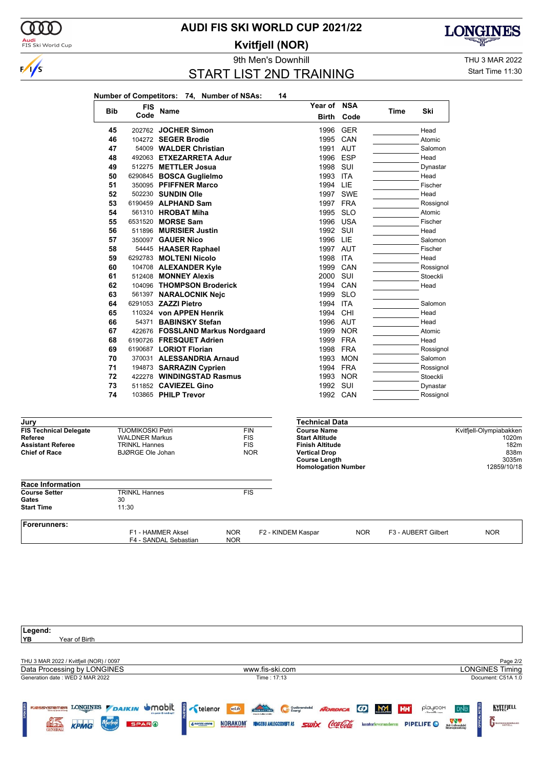# AUDI FIS SKI WORLD CUP 2021/22

## Kvitfjell (NOR)

9th Men's Downhill

THU 3 MAR 2022

## START LIST 2ND TRAINING

Start Time 11:30

**Number of Competitors:** 74, **Number of NSAs:** 14

| Bib | FIS Code | Name | Year of Birth | NSA Code | Time | Ski |
|---|---|---|---|---|---|---|
| 45 | 202762 | **JOCHER Simon** | 1996 | GER | | Head |
| 46 | 104272 | **SEGER Brodie** | 1995 | CAN | | Atomic |
| 47 | 54009 | **WALDER Christian** | 1991 | AUT | | Salomon |
| 48 | 492063 | **ETXEZARRETA Adur** | 1996 | ESP | | Head |
| 49 | 512275 | **METTLER Josua** | 1998 | SUI | | Dynastar |
| 50 | 6290845 | **BOSCA Guglielmo** | 1993 | ITA | | Head |
| 51 | 350095 | **PFIFFNER Marco** | 1994 | LIE | | Fischer |
| 52 | 502230 | **SUNDIN Olle** | 1997 | SWE | | Head |
| 53 | 6190459 | **ALPHAND Sam** | 1997 | FRA | | Rossignol |
| 54 | 561310 | **HROBAT Miha** | 1995 | SLO | | Atomic |
| 55 | 6531520 | **MORSE Sam** | 1996 | USA | | Fischer |
| 56 | 511896 | **MURISIER Justin** | 1992 | SUI | | Head |
| 57 | 350097 | **GAUER Nico** | 1996 | LIE | | Salomon |
| 58 | 54445 | **HAASER Raphael** | 1997 | AUT | | Fischer |
| 59 | 6292783 | **MOLTENI Nicolo** | 1998 | ITA | | Head |
| 60 | 104708 | **ALEXANDER Kyle** | 1999 | CAN | | Rossignol |
| 61 | 512408 | **MONNEY Alexis** | 2000 | SUI | | Stoeckli |
| 62 | 104096 | **THOMPSON Broderick** | 1994 | CAN | | Head |
| 63 | 561397 | **NARALOCNIK Nejc** | 1999 | SLO | | |
| 64 | 6291053 | **ZAZZI Pietro** | 1994 | ITA | | Salomon |
| 65 | 110324 | **von APPEN Henrik** | 1994 | CHI | | Head |
| 66 | 54371 | **BABINSKY Stefan** | 1996 | AUT | | Head |
| 67 | 422676 | **FOSSLAND Markus Nordgaard** | 1999 | NOR | | Atomic |
| 68 | 6190726 | **FRESQUET Adrien** | 1999 | FRA | | Head |
| 69 | 6190687 | **LORIOT Florian** | 1998 | FRA | | Rossignol |
| 70 | 370031 | **ALESSANDRIA Arnaud** | 1993 | MON | | Salomon |
| 71 | 194873 | **SARRAZIN Cyprien** | 1994 | FRA | | Rossignol |
| 72 | 422278 | **WINDINGSTAD Rasmus** | 1993 | NOR | | Stoeckli |
| 73 | 511852 | **CAVIEZEL Gino** | 1992 | SUI | | Dynastar |
| 74 | 103865 | **PHILP Trevor** | 1992 | CAN | | Rossignol |

### Jury

| | | |
|---|---|---|
| **FIS Technical Delegate** | TUOMIKOSKI Petri | FIN |
| **Referee** | WALDNER Markus | FIS |
| **Assistant Referee** | TRINKL Hannes | FIS |
| **Chief of Race** | BJØRGE Ole Johan | NOR |

### Technical Data

| | |
|---|---|
| **Course Name** | Kvitfjell-Olympiabakken |
| **Start Altitude** | 1020m |
| **Finish Altitude** | 182m |
| **Vertical Drop** | 838m |
| **Course Length** | 3035m |
| **Homologation Number** | 12859/10/18 |

### Race Information

| | | |
|---|---|---|
| **Course Setter** | TRINKL Hannes | FIS |
| **Gates** | 30 | |
| **Start Time** | 11:30 | |

### Forerunners:

F1 - HAMMER Aksel NOR
F2 - KINDEM Kaspar NOR
F3 - AUBERT Gilbert NOR
F4 - SANDAL Sebastian NOR

**Legend:**
**YB** Year of Birth

THU 3 MAR 2022 / Kvitfjell (NOR) / 0097

Data Processing by LONGINES — www.fis-ski.com — LONGINES Timing

Generation date : WED 2 MAR 2022 — Time : 17:13 — Document: C51A 1.0